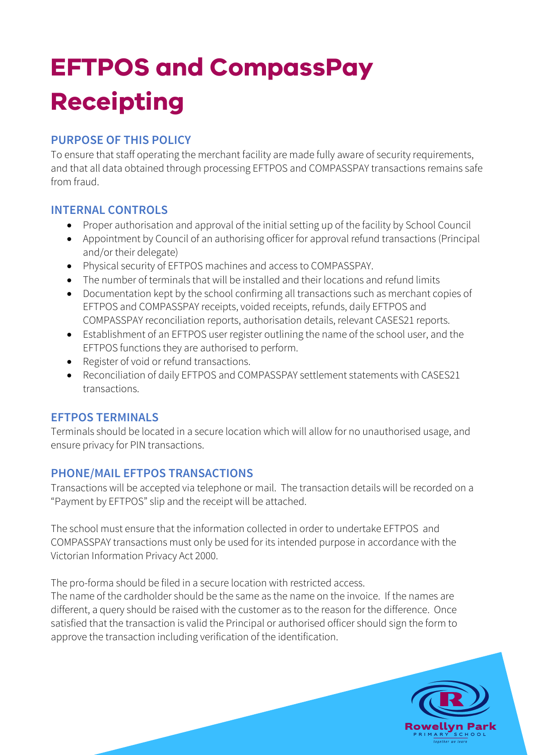# EFTPOS and CompassPay Receipting

## PURPOSE OF THIS POLICY

To ensure that staff operating the merchant facility are made fully aware of security requirements, and that all data obtained through processing EFTPOS and COMPASSPAY transactions remains safe from fraud.

## INTERNAL CONTROLS

- Proper authorisation and approval of the initial setting up of the facility by School Council
- Appointment by Council of an authorising officer for approval refund transactions (Principal and/or their delegate)
- Physical security of EFTPOS machines and access to COMPASSPAY.
- The number of terminals that will be installed and their locations and refund limits
- Documentation kept by the school confirming all transactions such as merchant copies of EFTPOS and COMPASSPAY receipts, voided receipts, refunds, daily EFTPOS and COMPASSPAY reconciliation reports, authorisation details, relevant CASES21 reports.
- Establishment of an EFTPOS user register outlining the name of the school user, and the EFTPOS functions they are authorised to perform.
- Register of void or refund transactions.
- Reconciliation of daily EFTPOS and COMPASSPAY settlement statements with CASES21 transactions.

## EFTPOS TERMINALS

Terminals should be located in a secure location which will allow for no unauthorised usage, and ensure privacy for PIN transactions.

## PHONE/MAIL EFTPOS TRANSACTIONS

Transactions will be accepted via telephone or mail. The transaction details will be recorded on a "Payment by EFTPOS" slip and the receipt will be attached.

The school must ensure that the information collected in order to undertake EFTPOS and COMPASSPAY transactions must only be used for its intended purpose in accordance with the Victorian Information Privacy Act 2000.

The pro-forma should be filed in a secure location with restricted access.
The name of the cardholder should be the same as the name on the invoice. If the names are different, a query should be raised with the customer as to the reason for the difference. Once satisfied that the transaction is valid the Principal or authorised officer should sign the form to approve the transaction including verification of the identification.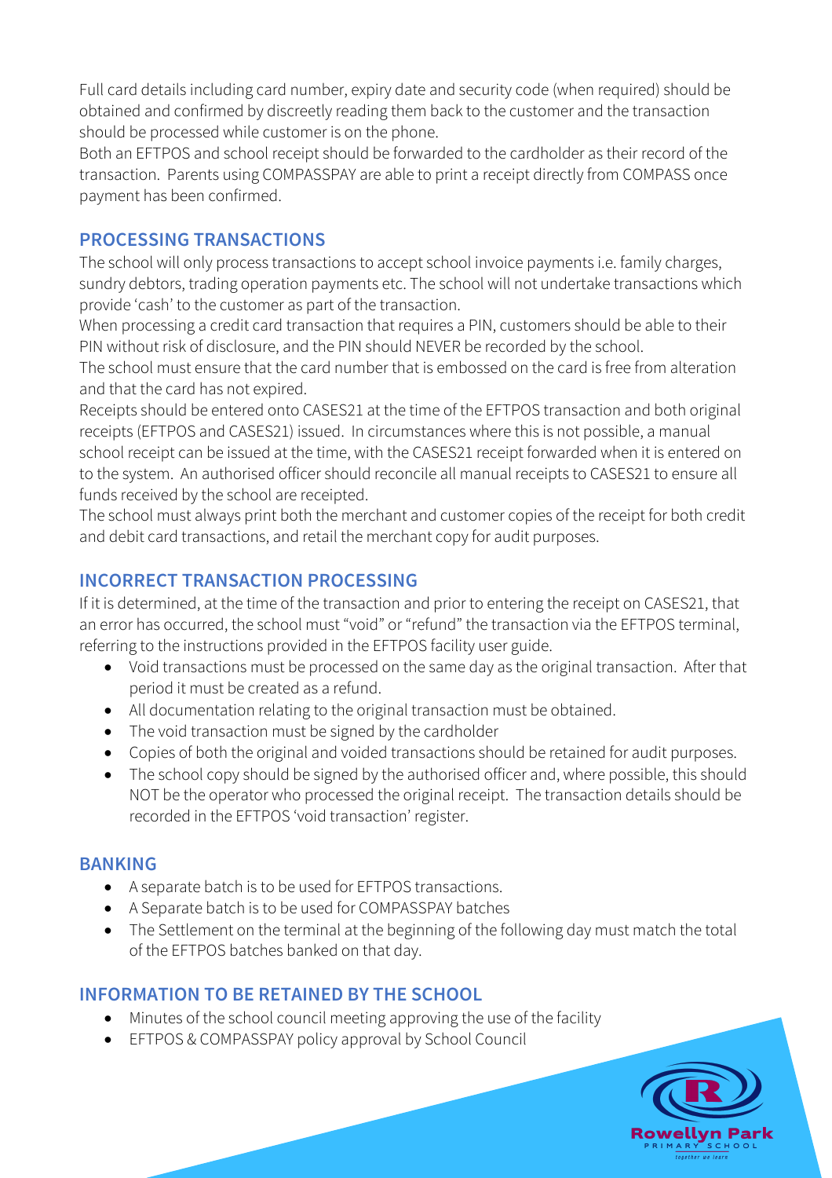Full card details including card number, expiry date and security code (when required) should be obtained and confirmed by discreetly reading them back to the customer and the transaction should be processed while customer is on the phone.

Both an EFTPOS and school receipt should be forwarded to the cardholder as their record of the transaction. Parents using COMPASSPAY are able to print a receipt directly from COMPASS once payment has been confirmed.

## PROCESSING TRANSACTIONS

The school will only process transactions to accept school invoice payments i.e. family charges, sundry debtors, trading operation payments etc. The school will not undertake transactions which provide 'cash' to the customer as part of the transaction.

When processing a credit card transaction that requires a PIN, customers should be able to their PIN without risk of disclosure, and the PIN should NEVER be recorded by the school.

The school must ensure that the card number that is embossed on the card is free from alteration and that the card has not expired.

Receipts should be entered onto CASES21 at the time of the EFTPOS transaction and both original receipts (EFTPOS and CASES21) issued. In circumstances where this is not possible, a manual school receipt can be issued at the time, with the CASES21 receipt forwarded when it is entered on to the system. An authorised officer should reconcile all manual receipts to CASES21 to ensure all funds received by the school are receipted.

The school must always print both the merchant and customer copies of the receipt for both credit and debit card transactions, and retail the merchant copy for audit purposes.

## INCORRECT TRANSACTION PROCESSING

If it is determined, at the time of the transaction and prior to entering the receipt on CASES21, that an error has occurred, the school must "void" or "refund" the transaction via the EFTPOS terminal, referring to the instructions provided in the EFTPOS facility user guide.

- Void transactions must be processed on the same day as the original transaction. After that period it must be created as a refund.
- All documentation relating to the original transaction must be obtained.
- The void transaction must be signed by the cardholder
- Copies of both the original and voided transactions should be retained for audit purposes.
- The school copy should be signed by the authorised officer and, where possible, this should NOT be the operator who processed the original receipt. The transaction details should be recorded in the EFTPOS 'void transaction' register.

## BANKING

- A separate batch is to be used for EFTPOS transactions.
- A Separate batch is to be used for COMPASSPAY batches
- The Settlement on the terminal at the beginning of the following day must match the total of the EFTPOS batches banked on that day.

## INFORMATION TO BE RETAINED BY THE SCHOOL

- Minutes of the school council meeting approving the use of the facility
- EFTPOS & COMPASSPAY policy approval by School Council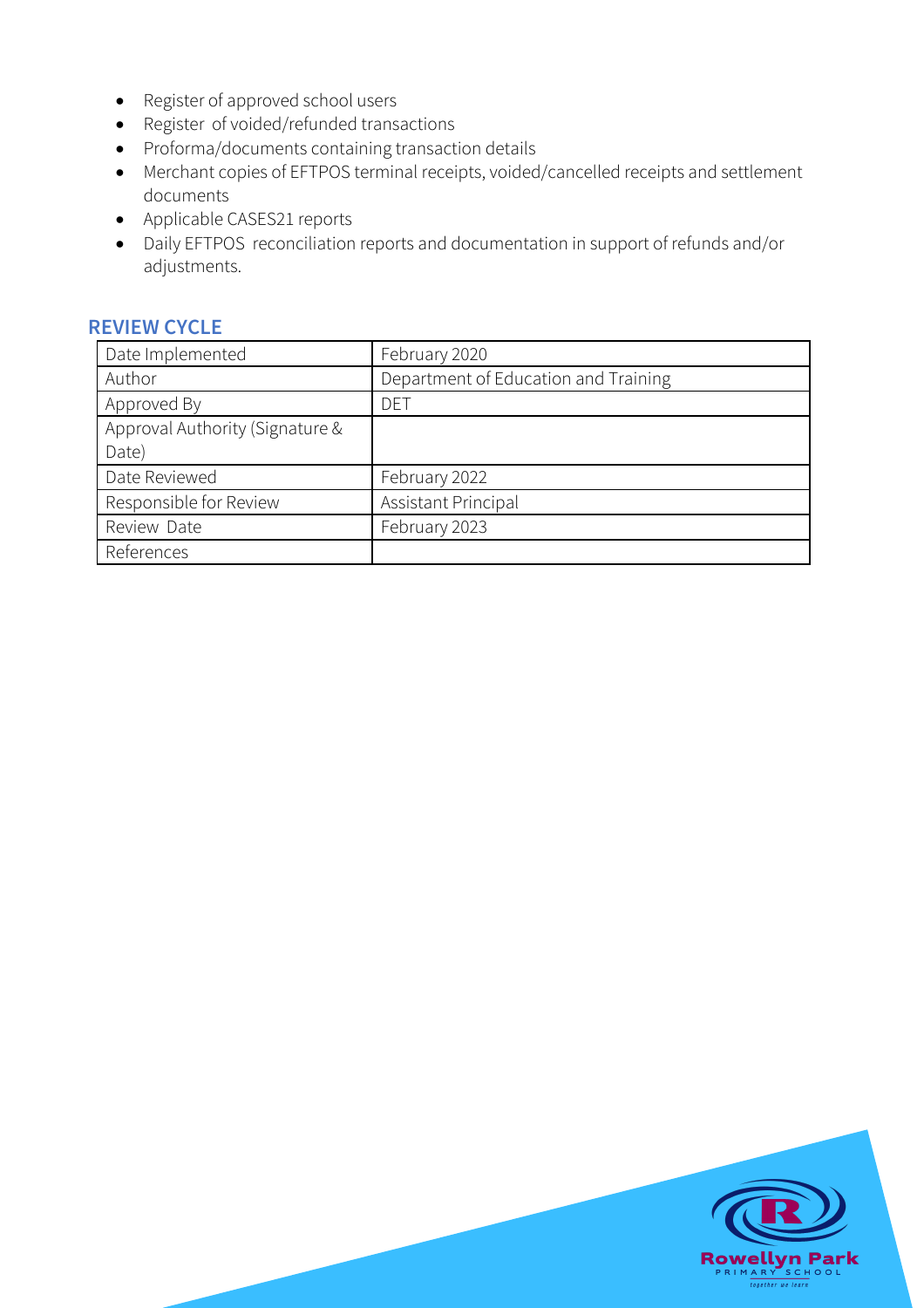- Register of approved school users
- Register of voided/refunded transactions
- Proforma/documents containing transaction details
- Merchant copies of EFTPOS terminal receipts, voided/cancelled receipts and settlement documents
- Applicable CASES21 reports
- Daily EFTPOS reconciliation reports and documentation in support of refunds and/or adjustments.

## REVIEW CYCLE

| | |
|---|---|
| Date Implemented | February 2020 |
| Author | Department of Education and Training |
| Approved By | DET |
| Approval Authority (Signature & Date) | |
| Date Reviewed | February 2022 |
| Responsible for Review | Assistant Principal |
| Review Date | February 2023 |
| References | |